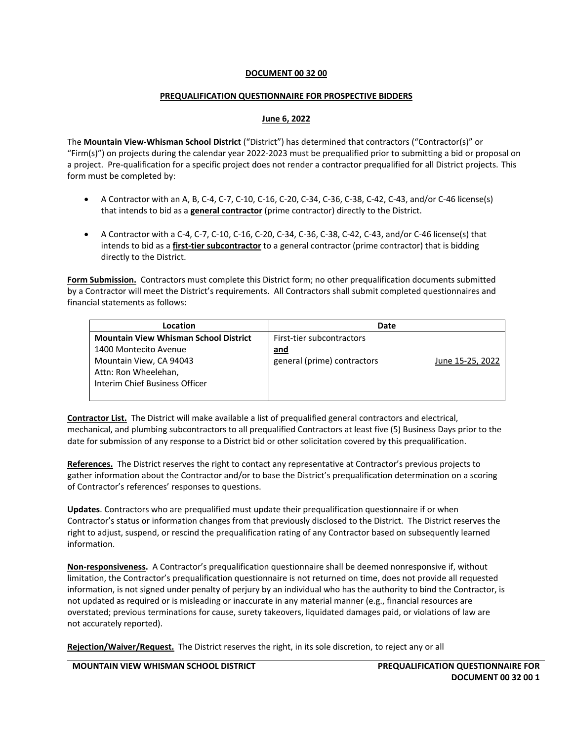**DOCUMENT 00 32 00**

**PREQUALIFICATION QUESTIONNAIRE FOR PROSPECTIVE BIDDERS**

**June 6, 2022**

The **Mountain View-Whisman School District** ("District") has determined that contractors ("Contractor(s)" or "Firm(s)") on projects during the calendar year 2022-2023 must be prequalified prior to submitting a bid or proposal on a project. Pre-qualification for a specific project does not render a contractor prequalified for all District projects. This form must be completed by:

- A Contractor with an A, B, C-4, C-7, C-10, C-16, C-20, C-34, C-36, C-38, C-42, C-43, and/or C-46 license(s) that intends to bid as a **general contractor** (prime contractor) directly to the District.
- A Contractor with a C-4, C-7, C-10, C-16, C-20, C-34, C-36, C-38, C-42, C-43, and/or C-46 license(s) that intends to bid as a **first-tier subcontractor** to a general contractor (prime contractor) that is bidding directly to the District.

**Form Submission.** Contractors must complete this District form; no other prequalification documents submitted by a Contractor will meet the District's requirements. All Contractors shall submit completed questionnaires and financial statements as follows:

| Location | Date | |
|---|---|---|
| **Mountain View Whisman School District**<br>1400 Montecito Avenue<br>Mountain View, CA 94043<br>Attn: Ron Wheelehan,<br>Interim Chief Business Officer | First-tier subcontractors<br>**and**<br>general (prime) contractors | June 15-25, 2022 |

**Contractor List.** The District will make available a list of prequalified general contractors and electrical, mechanical, and plumbing subcontractors to all prequalified Contractors at least five (5) Business Days prior to the date for submission of any response to a District bid or other solicitation covered by this prequalification.

**References.** The District reserves the right to contact any representative at Contractor's previous projects to gather information about the Contractor and/or to base the District's prequalification determination on a scoring of Contractor's references' responses to questions.

**Updates**. Contractors who are prequalified must update their prequalification questionnaire if or when Contractor's status or information changes from that previously disclosed to the District. The District reserves the right to adjust, suspend, or rescind the prequalification rating of any Contractor based on subsequently learned information.

**Non-responsiveness.** A Contractor's prequalification questionnaire shall be deemed nonresponsive if, without limitation, the Contractor's prequalification questionnaire is not returned on time, does not provide all requested information, is not signed under penalty of perjury by an individual who has the authority to bind the Contractor, is not updated as required or is misleading or inaccurate in any material manner (e.g., financial resources are overstated; previous terminations for cause, surety takeovers, liquidated damages paid, or violations of law are not accurately reported).

**Rejection/Waiver/Request.** The District reserves the right, in its sole discretion, to reject any or all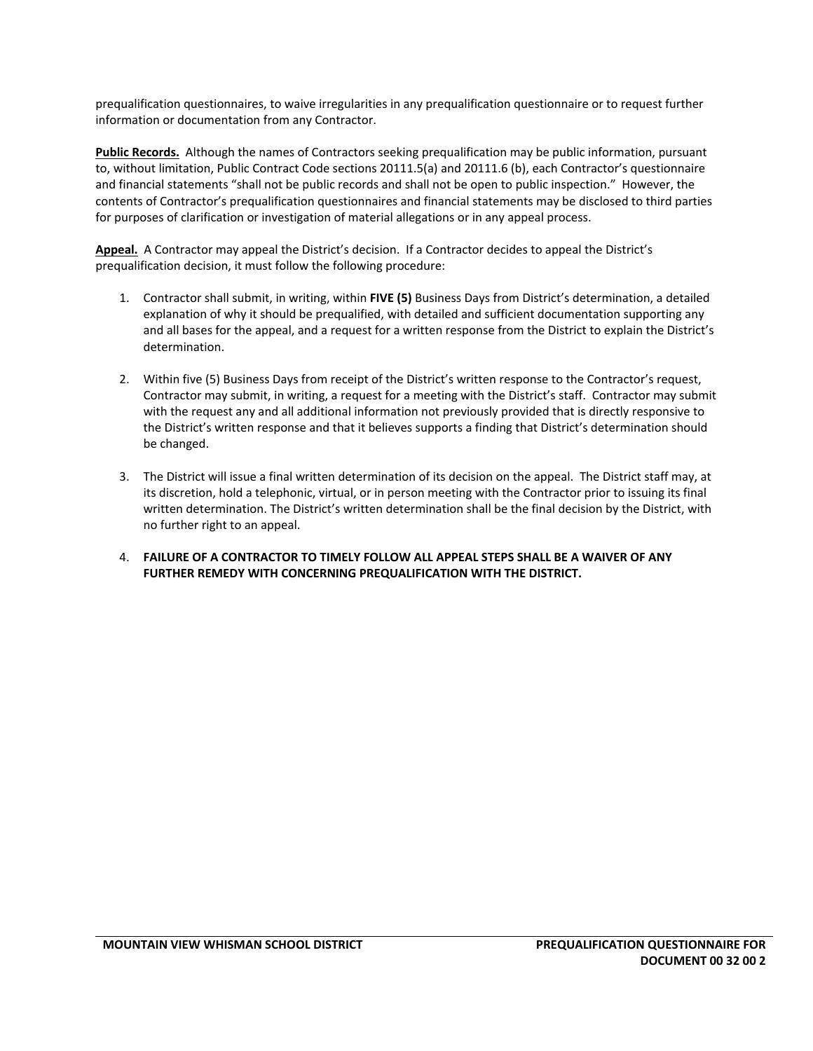prequalification questionnaires, to waive irregularities in any prequalification questionnaire or to request further information or documentation from any Contractor.

**Public Records.** Although the names of Contractors seeking prequalification may be public information, pursuant to, without limitation, Public Contract Code sections 20111.5(a) and 20111.6 (b), each Contractor's questionnaire and financial statements "shall not be public records and shall not be open to public inspection." However, the contents of Contractor's prequalification questionnaires and financial statements may be disclosed to third parties for purposes of clarification or investigation of material allegations or in any appeal process.

**Appeal.** A Contractor may appeal the District's decision. If a Contractor decides to appeal the District's prequalification decision, it must follow the following procedure:

1. Contractor shall submit, in writing, within **FIVE (5)** Business Days from District's determination, a detailed explanation of why it should be prequalified, with detailed and sufficient documentation supporting any and all bases for the appeal, and a request for a written response from the District to explain the District's determination.

2. Within five (5) Business Days from receipt of the District's written response to the Contractor's request, Contractor may submit, in writing, a request for a meeting with the District's staff. Contractor may submit with the request any and all additional information not previously provided that is directly responsive to the District's written response and that it believes supports a finding that District's determination should be changed.

3. The District will issue a final written determination of its decision on the appeal. The District staff may, at its discretion, hold a telephonic, virtual, or in person meeting with the Contractor prior to issuing its final written determination. The District's written determination shall be the final decision by the District, with no further right to an appeal.

4. **FAILURE OF A CONTRACTOR TO TIMELY FOLLOW ALL APPEAL STEPS SHALL BE A WAIVER OF ANY FURTHER REMEDY WITH CONCERNING PREQUALIFICATION WITH THE DISTRICT.**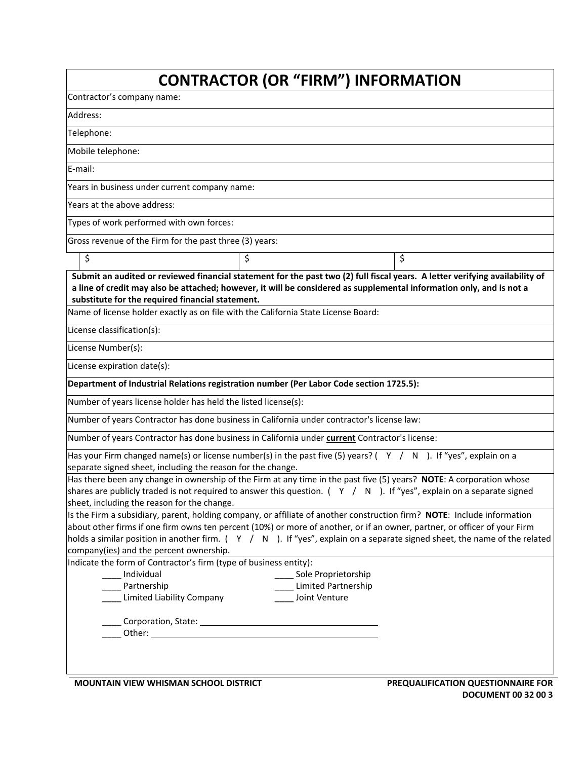# CONTRACTOR (OR "FIRM") INFORMATION

Contractor's company name:

Address:

Telephone:

Mobile telephone:

E-mail:

Years in business under current company name:

Years at the above address:

Types of work performed with own forces:

Gross revenue of the Firm for the past three (3) years:

| $ | $ | $ |
|---|---|---|

**Submit an audited or reviewed financial statement for the past two (2) full fiscal years. A letter verifying availability of a line of credit may also be attached; however, it will be considered as supplemental information only, and is not a substitute for the required financial statement.**

Name of license holder exactly as on file with the California State License Board:

License classification(s):

License Number(s):

License expiration date(s):

**Department of Industrial Relations registration number (Per Labor Code section 1725.5):**

Number of years license holder has held the listed license(s):

Number of years Contractor has done business in California under contractor's license law:

Number of years Contractor has done business in California under **current** Contractor's license:

Has your Firm changed name(s) or license number(s) in the past five (5) years? ( Y / N ). If "yes", explain on a separate signed sheet, including the reason for the change.

Has there been any change in ownership of the Firm at any time in the past five (5) years? **NOTE**: A corporation whose shares are publicly traded is not required to answer this question. ( Y / N ). If "yes", explain on a separate signed sheet, including the reason for the change.

Is the Firm a subsidiary, parent, holding company, or affiliate of another construction firm? **NOTE**: Include information about other firms if one firm owns ten percent (10%) or more of another, or if an owner, partner, or officer of your Firm holds a similar position in another firm. ( Y / N ). If "yes", explain on a separate signed sheet, the name of the related company(ies) and the percent ownership.

Indicate the form of Contractor's firm (type of business entity):

____ Individual
____ Sole Proprietorship
____ Partnership
____ Limited Partnership
____ Limited Liability Company
____ Joint Venture

____ Corporation, State: ______________________________

____ Other: ______________________________

MOUNTAIN VIEW WHISMAN SCHOOL DISTRICT

PREQUALIFICATION QUESTIONNAIRE FOR DOCUMENT 00 32 00 3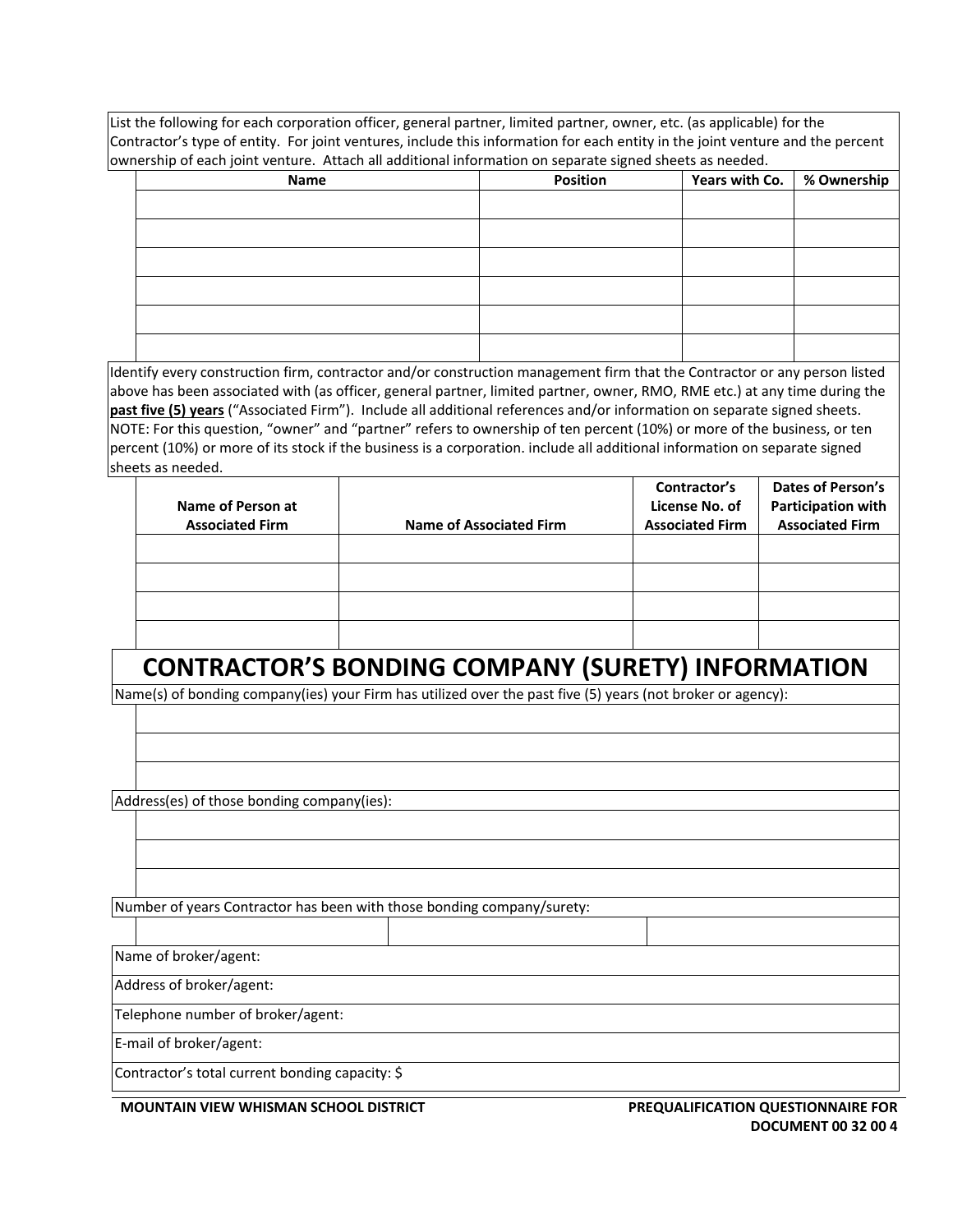List the following for each corporation officer, general partner, limited partner, owner, etc. (as applicable) for the Contractor's type of entity. For joint ventures, include this information for each entity in the joint venture and the percent ownership of each joint venture. Attach all additional information on separate signed sheets as needed.

| Name | Position | Years with Co. | % Ownership |
|---|---|---|---|
| | | | |
| | | | |
| | | | |
| | | | |
| | | | |
| | | | |

Identify every construction firm, contractor and/or construction management firm that the Contractor or any person listed above has been associated with (as officer, general partner, limited partner, owner, RMO, RME etc.) at any time during the **past five (5) years** ("Associated Firm"). Include all additional references and/or information on separate signed sheets. NOTE: For this question, "owner" and "partner" refers to ownership of ten percent (10%) or more of the business, or ten percent (10%) or more of its stock if the business is a corporation. include all additional information on separate signed sheets as needed.

| Name of Person at Associated Firm | Name of Associated Firm | Contractor's License No. of Associated Firm | Dates of Person's Participation with Associated Firm |
|---|---|---|---|
| | | | |
| | | | |
| | | | |
| | | | |

# CONTRACTOR'S BONDING COMPANY (SURETY) INFORMATION

Name(s) of bonding company(ies) your Firm has utilized over the past five (5) years (not broker or agency):

Address(es) of those bonding company(ies):

Number of years Contractor has been with those bonding company/surety:

Name of broker/agent:

Address of broker/agent:

Telephone number of broker/agent:

E-mail of broker/agent:

Contractor's total current bonding capacity: $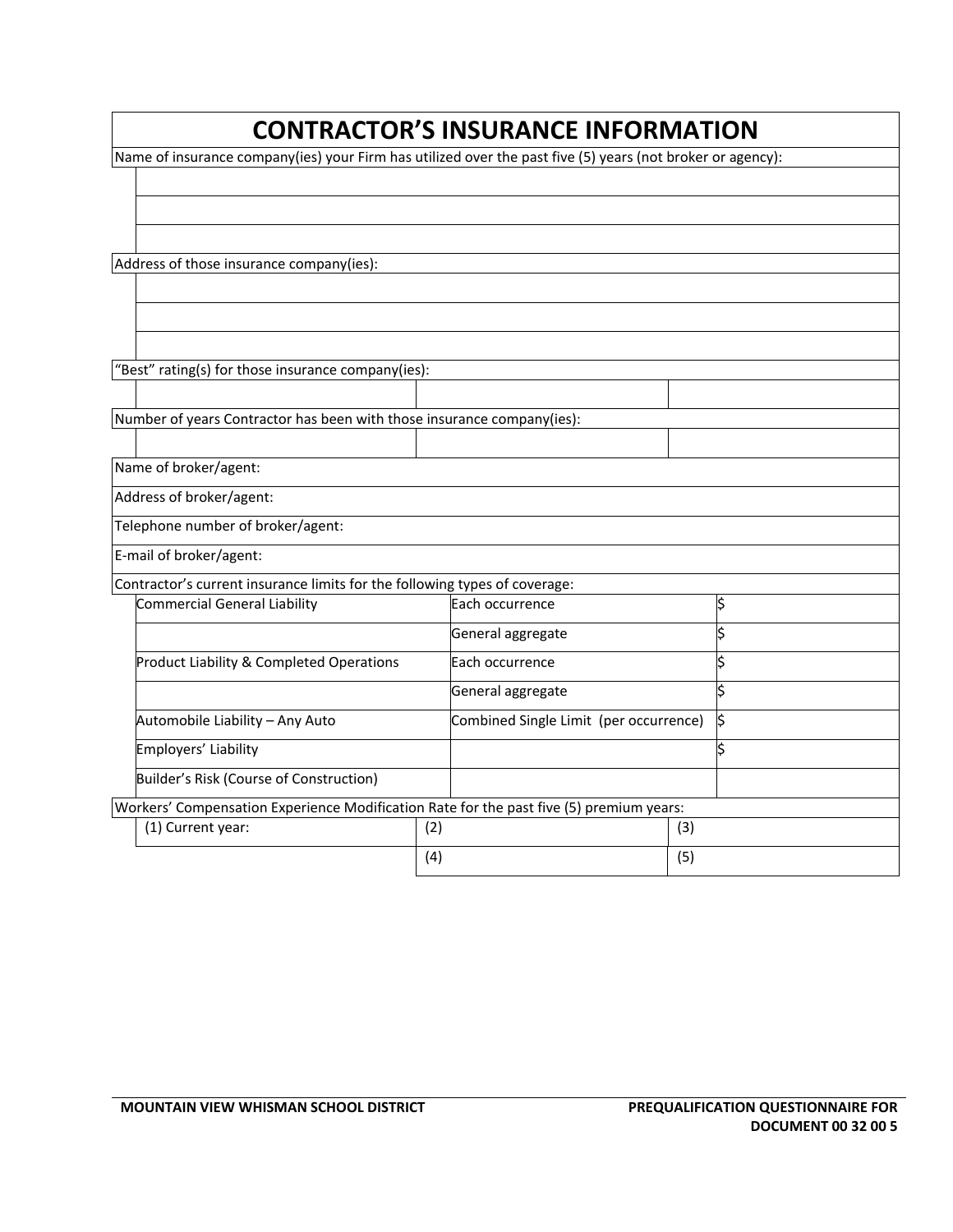# CONTRACTOR'S INSURANCE INFORMATION

Name of insurance company(ies) your Firm has utilized over the past five (5) years (not broker or agency):

| |
|---|
| |
| |
| |

Address of those insurance company(ies):

| |
|---|
| |
| |
| |

"Best" rating(s) for those insurance company(ies):

| | | |
|---|---|---|
| | | |

Number of years Contractor has been with those insurance company(ies):

| | | |
|---|---|---|
| | | |

Name of broker/agent:

Address of broker/agent:

Telephone number of broker/agent:

E-mail of broker/agent:

Contractor's current insurance limits for the following types of coverage:

| Coverage | Limit | Amount |
|---|---|---|
| Commercial General Liability | Each occurrence | $ |
| | General aggregate | $ |
| Product Liability & Completed Operations | Each occurrence | $ |
| | General aggregate | $ |
| Automobile Liability – Any Auto | Combined Single Limit (per occurrence) | $ |
| Employers' Liability | | $ |
| Builder's Risk (Course of Construction) | | |

Workers' Compensation Experience Modification Rate for the past five (5) premium years:

| | | |
|---|---|---|
| (1) Current year: | (2) | (3) |
| | (4) | (5) |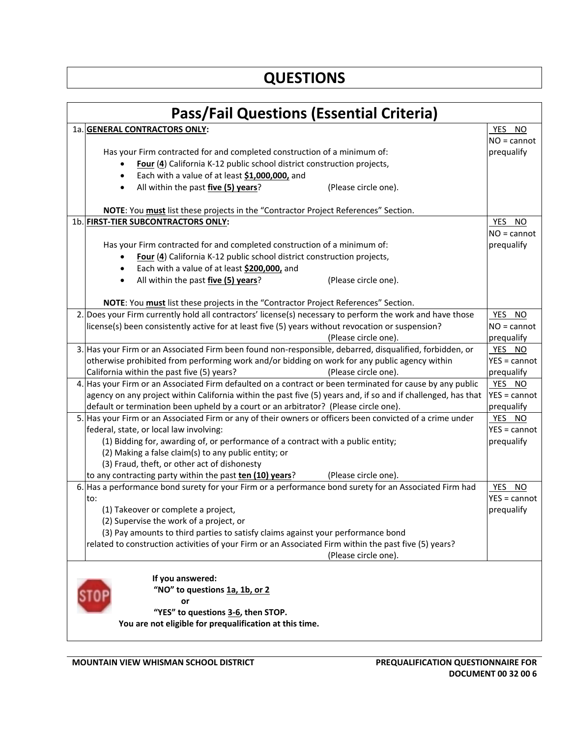# QUESTIONS

## Pass/Fail Questions (Essential Criteria)

| # | Question | Answer |
|---|---|---|
| 1a. | **GENERAL CONTRACTORS ONLY:**<br><br>Has your Firm contracted for and completed construction of a minimum of:<br>• **Four** (**4**) California K-12 public school district construction projects,<br>• Each with a value of at least **$1,000,000,** and<br>• All within the past **five (5) years**? (Please circle one).<br><br>**NOTE**: You **must** list these projects in the "Contractor Project References" Section. | YES NO<br>NO = cannot prequalify |
| 1b. | **FIRST-TIER SUBCONTRACTORS ONLY:**<br><br>Has your Firm contracted for and completed construction of a minimum of:<br>• **Four** (**4**) California K-12 public school district construction projects,<br>• Each with a value of at least **$200,000,** and<br>• All within the past **five (5) years**? (Please circle one).<br><br>**NOTE**: You **must** list these projects in the "Contractor Project References" Section. | YES NO<br>NO = cannot prequalify |
| 2. | Does your Firm currently hold all contractors' license(s) necessary to perform the work and have those license(s) been consistently active for at least five (5) years without revocation or suspension? (Please circle one). | YES NO<br>NO = cannot prequalify |
| 3. | Has your Firm or an Associated Firm been found non-responsible, debarred, disqualified, forbidden, or otherwise prohibited from performing work and/or bidding on work for any public agency within California within the past five (5) years? (Please circle one). | YES NO<br>YES = cannot prequalify |
| 4. | Has your Firm or an Associated Firm defaulted on a contract or been terminated for cause by any public agency on any project within California within the past five (5) years and, if so and if challenged, has that default or termination been upheld by a court or an arbitrator? (Please circle one). | YES NO<br>YES = cannot prequalify |
| 5. | Has your Firm or an Associated Firm or any of their owners or officers been convicted of a crime under federal, state, or local law involving:<br>(1) Bidding for, awarding of, or performance of a contract with a public entity;<br>(2) Making a false claim(s) to any public entity; or<br>(3) Fraud, theft, or other act of dishonesty<br>to any contracting party within the past **ten (10) years**? (Please circle one). | YES NO<br>YES = cannot prequalify |
| 6. | Has a performance bond surety for your Firm or a performance bond surety for an Associated Firm had to:<br>(1) Takeover or complete a project,<br>(2) Supervise the work of a project, or<br>(3) Pay amounts to third parties to satisfy claims against your performance bond<br>related to construction activities of your Firm or an Associated Firm within the past five (5) years? (Please circle one). | YES NO<br>YES = cannot prequalify |

STOP

**If you answered:**
**"NO" to questions 1a, 1b, or 2**
**or**
**"YES" to questions 3-6, then STOP.**
**You are not eligible for prequalification at this time.**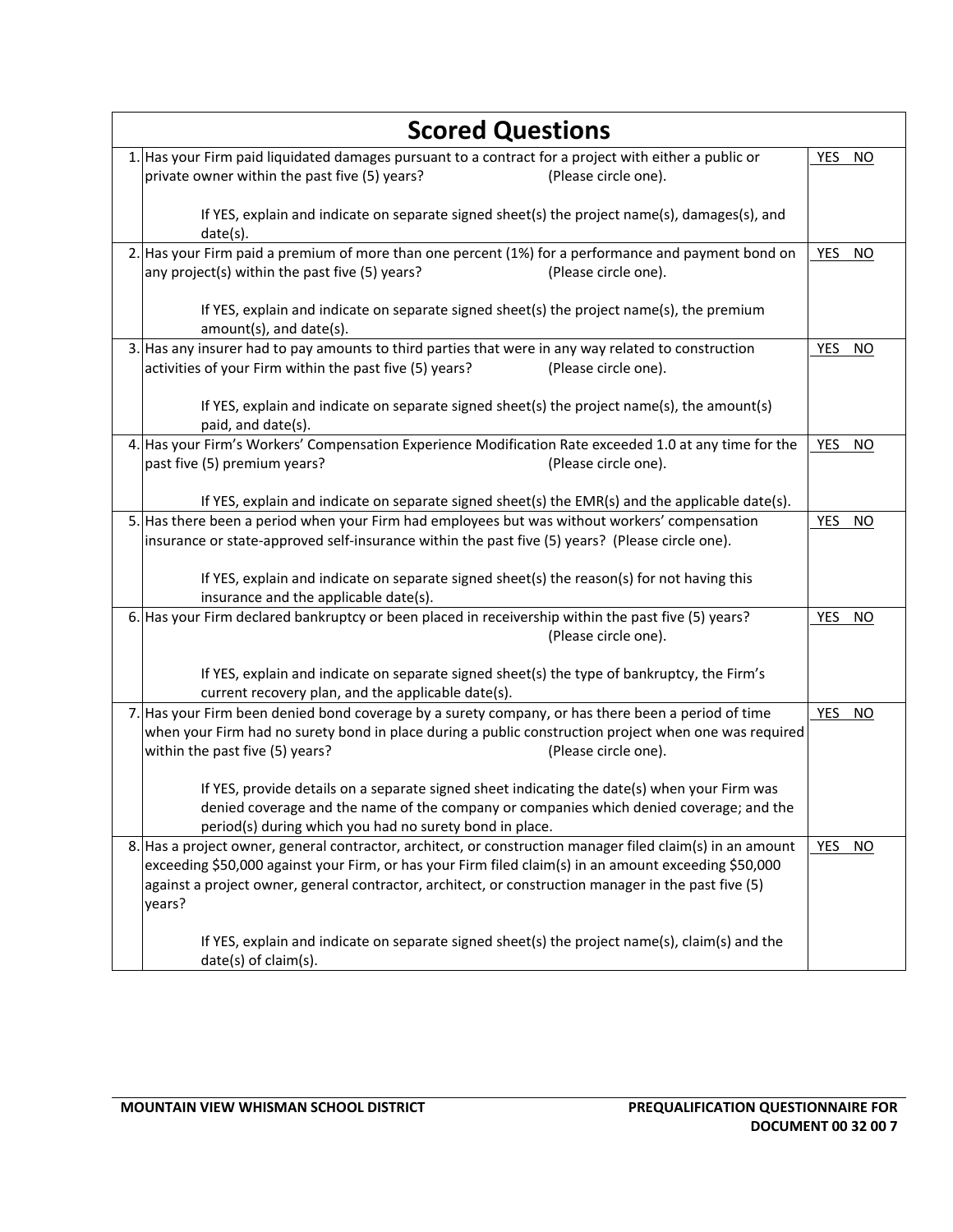## Scored Questions

| | Question | |
|---|---|---|
| 1. | Has your Firm paid liquidated damages pursuant to a contract for a project with either a public or private owner within the past five (5) years? (Please circle one).<br><br>If YES, explain and indicate on separate signed sheet(s) the project name(s), damages(s), and date(s). | YES NO |
| 2. | Has your Firm paid a premium of more than one percent (1%) for a performance and payment bond on any project(s) within the past five (5) years? (Please circle one).<br><br>If YES, explain and indicate on separate signed sheet(s) the project name(s), the premium amount(s), and date(s). | YES NO |
| 3. | Has any insurer had to pay amounts to third parties that were in any way related to construction activities of your Firm within the past five (5) years? (Please circle one).<br><br>If YES, explain and indicate on separate signed sheet(s) the project name(s), the amount(s) paid, and date(s). | YES NO |
| 4. | Has your Firm's Workers' Compensation Experience Modification Rate exceeded 1.0 at any time for the past five (5) premium years? (Please circle one).<br><br>If YES, explain and indicate on separate signed sheet(s) the EMR(s) and the applicable date(s). | YES NO |
| 5. | Has there been a period when your Firm had employees but was without workers' compensation insurance or state-approved self-insurance within the past five (5) years? (Please circle one).<br><br>If YES, explain and indicate on separate signed sheet(s) the reason(s) for not having this insurance and the applicable date(s). | YES NO |
| 6. | Has your Firm declared bankruptcy or been placed in receivership within the past five (5) years? (Please circle one).<br><br>If YES, explain and indicate on separate signed sheet(s) the type of bankruptcy, the Firm's current recovery plan, and the applicable date(s). | YES NO |
| 7. | Has your Firm been denied bond coverage by a surety company, or has there been a period of time when your Firm had no surety bond in place during a public construction project when one was required within the past five (5) years? (Please circle one).<br><br>If YES, provide details on a separate signed sheet indicating the date(s) when your Firm was denied coverage and the name of the company or companies which denied coverage; and the period(s) during which you had no surety bond in place. | YES NO |
| 8. | Has a project owner, general contractor, architect, or construction manager filed claim(s) in an amount exceeding $50,000 against your Firm, or has your Firm filed claim(s) in an amount exceeding $50,000 against a project owner, general contractor, architect, or construction manager in the past five (5) years?<br><br>If YES, explain and indicate on separate signed sheet(s) the project name(s), claim(s) and the date(s) of claim(s). | YES NO |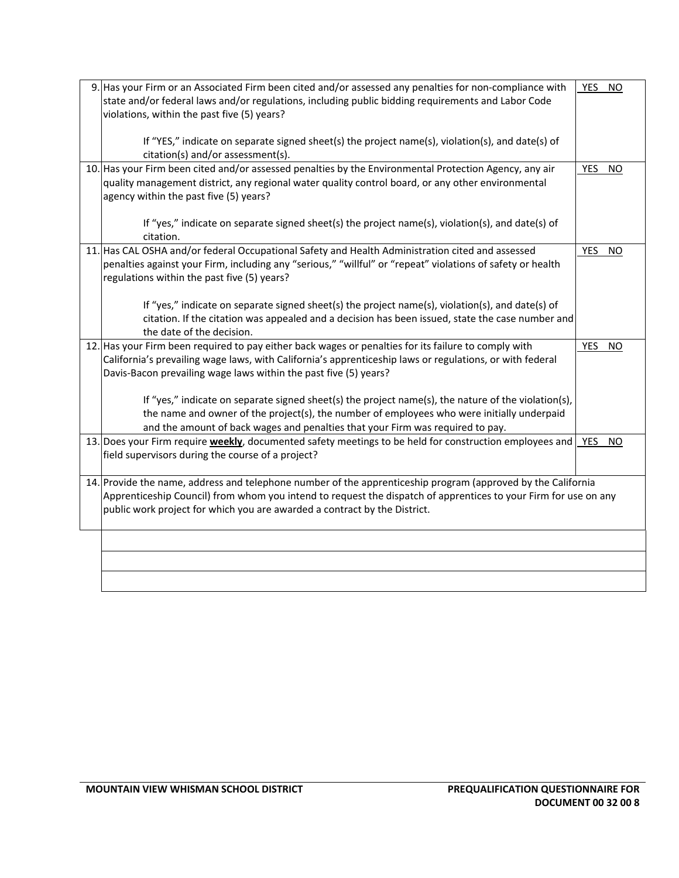| | | |
|---|---|---|
| 9. | Has your Firm or an Associated Firm been cited and/or assessed any penalties for non-compliance with state and/or federal laws and/or regulations, including public bidding requirements and Labor Code violations, within the past five (5) years?<br><br>If "YES," indicate on separate signed sheet(s) the project name(s), violation(s), and date(s) of citation(s) and/or assessment(s). | YES NO |
| 10. | Has your Firm been cited and/or assessed penalties by the Environmental Protection Agency, any air quality management district, any regional water quality control board, or any other environmental agency within the past five (5) years?<br><br>If "yes," indicate on separate signed sheet(s) the project name(s), violation(s), and date(s) of citation. | YES NO |
| 11. | Has CAL OSHA and/or federal Occupational Safety and Health Administration cited and assessed penalties against your Firm, including any "serious," "willful" or "repeat" violations of safety or health regulations within the past five (5) years?<br><br>If "yes," indicate on separate signed sheet(s) the project name(s), violation(s), and date(s) of citation. If the citation was appealed and a decision has been issued, state the case number and the date of the decision. | YES NO |
| 12. | Has your Firm been required to pay either back wages or penalties for its failure to comply with California's prevailing wage laws, with California's apprenticeship laws or regulations, or with federal Davis-Bacon prevailing wage laws within the past five (5) years?<br><br>If "yes," indicate on separate signed sheet(s) the project name(s), the nature of the violation(s), the name and owner of the project(s), the number of employees who were initially underpaid and the amount of back wages and penalties that your Firm was required to pay. | YES NO |
| 13. | Does your Firm require **weekly**, documented safety meetings to be held for construction employees and field supervisors during the course of a project? | YES NO |
| 14. | Provide the name, address and telephone number of the apprenticeship program (approved by the California Apprenticeship Council) from whom you intend to request the dispatch of apprentices to your Firm for use on any public work project for which you are awarded a contract by the District. | |

| |
|---|
| |
| |
| |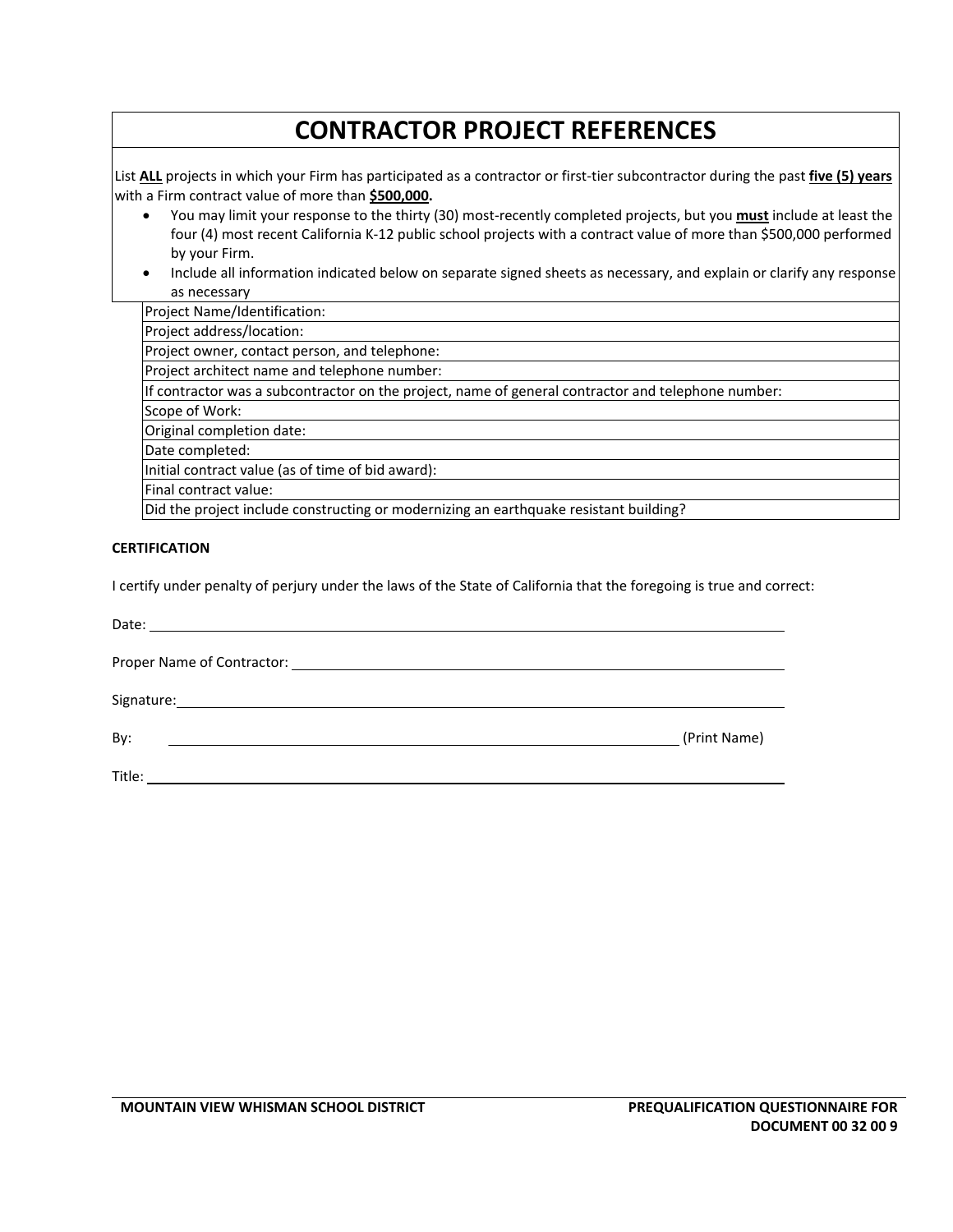# CONTRACTOR PROJECT REFERENCES

List **ALL** projects in which your Firm has participated as a contractor or first-tier subcontractor during the past **five (5) years** with a Firm contract value of more than **$500,000.**

- You may limit your response to the thirty (30) most-recently completed projects, but you **must** include at least the four (4) most recent California K-12 public school projects with a contract value of more than $500,000 performed by your Firm.
- Include all information indicated below on separate signed sheets as necessary, and explain or clarify any response as necessary

| |
|---|
| Project Name/Identification: |
| Project address/location: |
| Project owner, contact person, and telephone: |
| Project architect name and telephone number: |
| If contractor was a subcontractor on the project, name of general contractor and telephone number: |
| Scope of Work: |
| Original completion date: |
| Date completed: |
| Initial contract value (as of time of bid award): |
| Final contract value: |
| Did the project include constructing or modernizing an earthquake resistant building? |

**CERTIFICATION**

I certify under penalty of perjury under the laws of the State of California that the foregoing is true and correct:

Date: ______________________________

Proper Name of Contractor: ______________________________

Signature: ______________________________

By: ______________________________ (Print Name)

Title: ______________________________